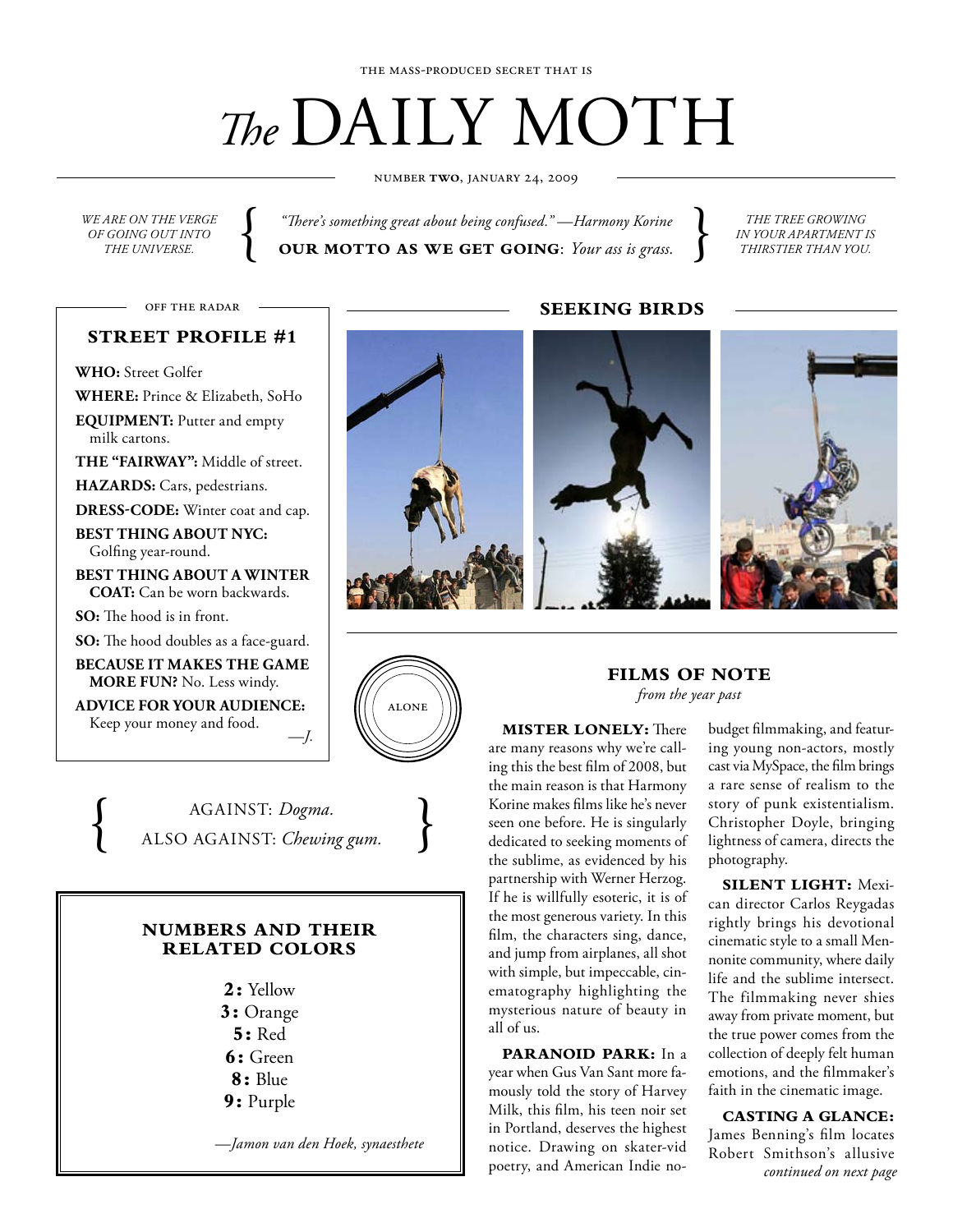THE MASS-PRODUCED SECRET THAT IS

# *The* DAILY MOTH

NUMBER **TWO**, JANUARY 24, 2009

*WE ARE ON THE VERGE OF GOING OUT INTO THE UNIVERSE.*

*"There's something great about being confused."* —*Harmony Korine*

**OUR MOTTO AS WE GET GOING**: *Your ass is grass.*

*THE TREE GROWING IN YOUR APARTMENT IS THIRSTIER THAN YOU.*

OFF THE RADAR

## STREET PROFILE #1

**WHO:** Street Golfer

**WHERE:** Prince & Elizabeth, SoHo

**EQUIPMENT:** Putter and empty milk cartons.

**THE "FAIRWAY":** Middle of street.

**HAZARDS:** Cars, pedestrians.

**DRESS-CODE:** Winter coat and cap.

**BEST THING ABOUT NYC:** Golfing year-round.

**BEST THING ABOUT A WINTER COAT:** Can be worn backwards.

**SO:** The hood is in front.

**SO:** The hood doubles as a face-guard.

**BECAUSE IT MAKES THE GAME MORE FUN?** No. Less windy.

**ADVICE FOR YOUR AUDIENCE:** Keep your money and food.

—*J.*

## SEEKING BIRDS

ALONE

AGAINST: *Dogma.*
ALSO AGAINST: *Chewing gum.*

## NUMBERS AND THEIR RELATED COLORS

**2:** Yellow
**3:** Orange
**5:** Red
**6:** Green
**8:** Blue
**9:** Purple

—*Jamon van den Hoek, synaesthete*

## FILMS OF NOTE

*from the year past*

**MISTER LONELY:** There are many reasons why we're calling this the best film of 2008, but the main reason is that Harmony Korine makes films like he's never seen one before. He is singularly dedicated to seeking moments of the sublime, as evidenced by his partnership with Werner Herzog. If he is willfully esoteric, it is of the most generous variety. In this film, the characters sing, dance, and jump from airplanes, all shot with simple, but impeccable, cinematography highlighting the mysterious nature of beauty in all of us.

**PARANOID PARK:** In a year when Gus Van Sant more famously told the story of Harvey Milk, this film, his teen noir set in Portland, deserves the highest notice. Drawing on skater-vid poetry, and American Indie no-budget filmmaking, and featuring young non-actors, mostly cast via MySpace, the film brings a rare sense of realism to the story of punk existentialism. Christopher Doyle, bringing lightness of camera, directs the photography.

**SILENT LIGHT:** Mexican director Carlos Reygadas rightly brings his devotional cinematic style to a small Mennonite community, where daily life and the sublime intersect. The filmmaking never shies away from private moment, but the true power comes from the collection of deeply felt human emotions, and the filmmaker's faith in the cinematic image.

**CASTING A GLANCE:** James Benning's film locates Robert Smithson's allusive

*continued on next page*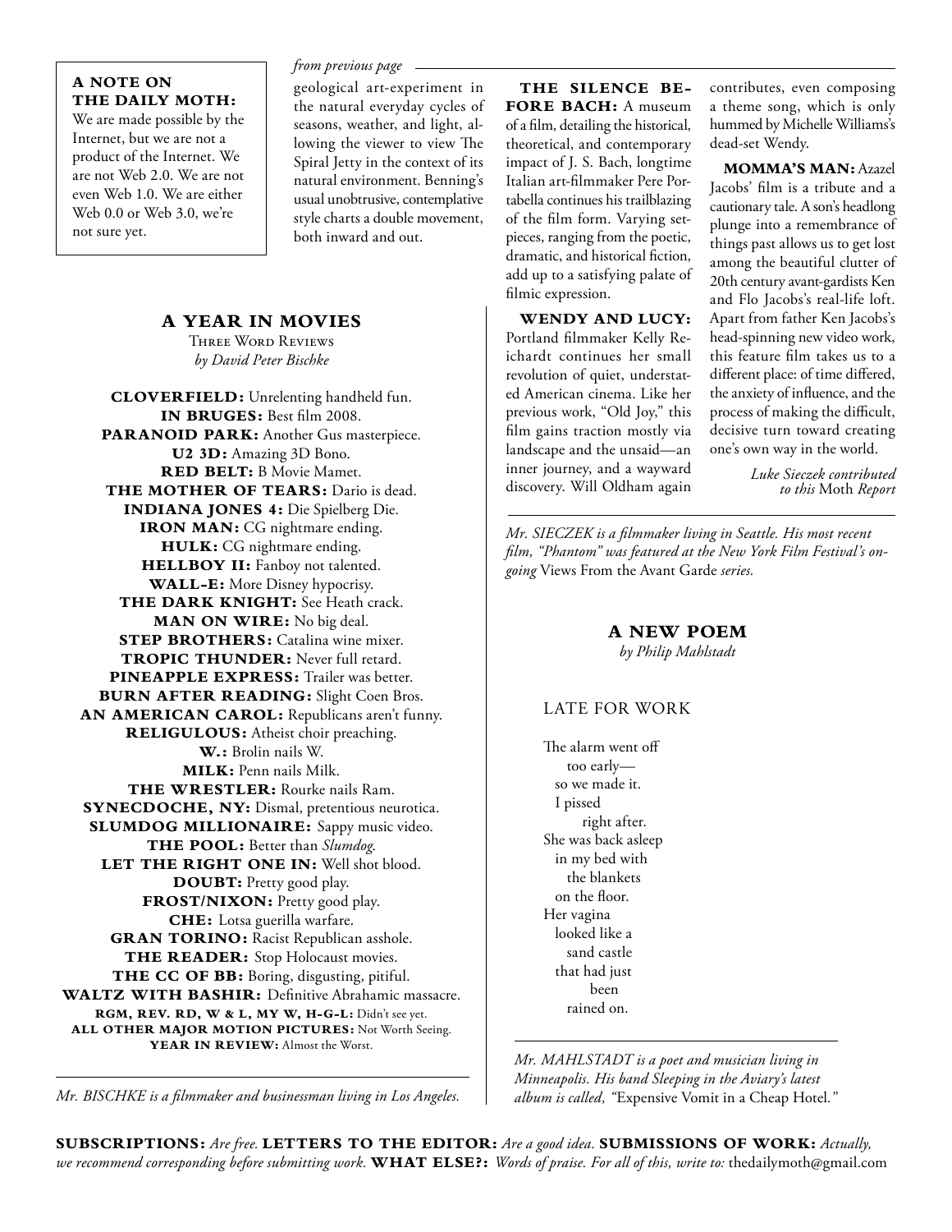**A NOTE ON THE DAILY MOTH:**
We are made possible by the Internet, but we are not a product of the Internet. We are not Web 2.0. We are not even Web 1.0. We are either Web 0.0 or Web 3.0, we're not sure yet.

*from previous page*

geological art-experiment in the natural everyday cycles of seasons, weather, and light, allowing the viewer to view The Spiral Jetty in the context of its natural environment. Benning's usual unobtrusive, contemplative style charts a double movement, both inward and out.

**THE SILENCE BEFORE BACH:** A museum of a film, detailing the historical, theoretical, and contemporary impact of J. S. Bach, longtime Italian art-filmmaker Pere Portabella continues his trailblazing of the film form. Varying set-pieces, ranging from the poetic, dramatic, and historical fiction, add up to a satisfying palate of filmic expression.

**WENDY AND LUCY:** Portland filmmaker Kelly Reichardt continues her small revolution of quiet, understated American cinema. Like her previous work, "Old Joy," this film gains traction mostly via landscape and the unsaid—an inner journey, and a wayward discovery. Will Oldham again contributes, even composing a theme song, which is only hummed by Michelle Williams's dead-set Wendy.

**MOMMA'S MAN:** Azazel Jacobs' film is a tribute and a cautionary tale. A son's headlong plunge into a remembrance of things past allows us to get lost among the beautiful clutter of 20th century avant-gardists Ken and Flo Jacobs's real-life loft. Apart from father Ken Jacobs's head-spinning new video work, this feature film takes us to a different place: of time differed, the anxiety of influence, and the process of making the difficult, decisive turn toward creating one's own way in the world.

*Luke Sieczek contributed to this* Moth *Report*

*Mr. SIECZEK is a filmmaker living in Seattle. His most recent film, "Phantom" was featured at the New York Film Festival's ongoing* Views From the Avant Garde *series.*

## A YEAR IN MOVIES

Three Word Reviews
*by David Peter Bischke*

**CLOVERFIELD:** Unrelenting handheld fun.
**IN BRUGES:** Best film 2008.
**PARANOID PARK:** Another Gus masterpiece.
**U2 3D:** Amazing 3D Bono.
**RED BELT:** B Movie Mamet.
**THE MOTHER OF TEARS:** Dario is dead.
**INDIANA JONES 4:** Die Spielberg Die.
**IRON MAN:** CG nightmare ending.
**HULK:** CG nightmare ending.
**HELLBOY II:** Fanboy not talented.
**WALL-E:** More Disney hypocrisy.
**THE DARK KNIGHT:** See Heath crack.
**MAN ON WIRE:** No big deal.
**STEP BROTHERS:** Catalina wine mixer.
**TROPIC THUNDER:** Never full retard.
**PINEAPPLE EXPRESS:** Trailer was better.
**BURN AFTER READING:** Slight Coen Bros.
**AN AMERICAN CAROL:** Republicans aren't funny.
**RELIGULOUS:** Atheist choir preaching.
**W.:** Brolin nails W.
**MILK:** Penn nails Milk.
**THE WRESTLER:** Rourke nails Ram.
**SYNECDOCHE, NY:** Dismal, pretentious neurotica.
**SLUMDOG MILLIONAIRE:** Sappy music video.
**THE POOL:** Better than *Slumdog*.
**LET THE RIGHT ONE IN:** Well shot blood.
**DOUBT:** Pretty good play.
**FROST/NIXON:** Pretty good play.
**CHE:** Lotsa guerilla warfare.
**GRAN TORINO:** Racist Republican asshole.
**THE READER:** Stop Holocaust movies.
**THE CC OF BB:** Boring, disgusting, pitiful.
**WALTZ WITH BASHIR:** Definitive Abrahamic massacre.
**RGM, REV. RD, W & L, MY W, H-G-L:** Didn't see yet.
**ALL OTHER MAJOR MOTION PICTURES:** Not Worth Seeing.
**YEAR IN REVIEW:** Almost the Worst.

*Mr. BISCHKE is a filmmaker and businessman living in Los Angeles.*

## A NEW POEM

*by Philip Mahlstadt*

LATE FOR WORK

The alarm went off
too early—
so we made it.
I pissed
right after.
She was back asleep
in my bed with
the blankets
on the floor.
Her vagina
looked like a
sand castle
that had just
been
rained on.

*Mr. MAHLSTADT is a poet and musician living in Minneapolis. His band Sleeping in the Aviary's latest album is called, "*Expensive Vomit in a Cheap Hotel.*"*

**SUBSCRIPTIONS:** *Are free.* **LETTERS TO THE EDITOR:** *Are a good idea.* **SUBMISSIONS OF WORK:** *Actually, we recommend corresponding before submitting work.* **WHAT ELSE?:** *Words of praise. For all of this, write to:* thedailymoth@gmail.com